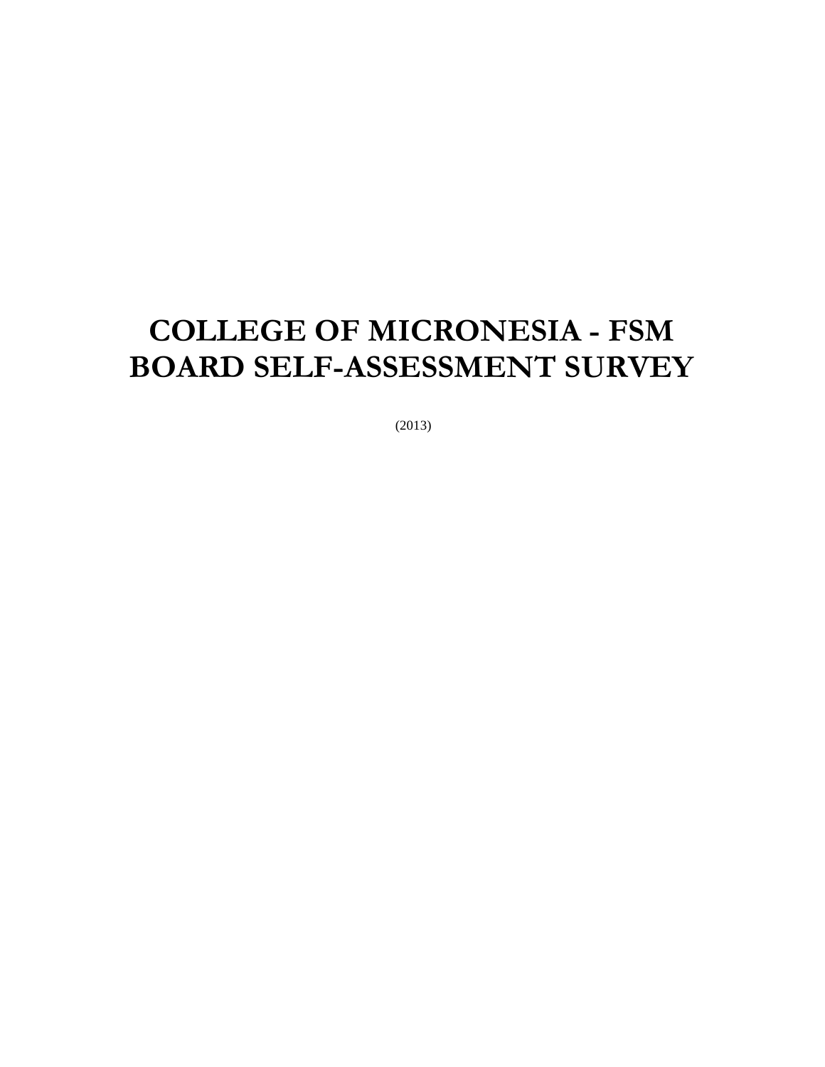# COLLEGE OF MICRONESIA - FSM
# BOARD SELF-ASSESSMENT SURVEY

(2013)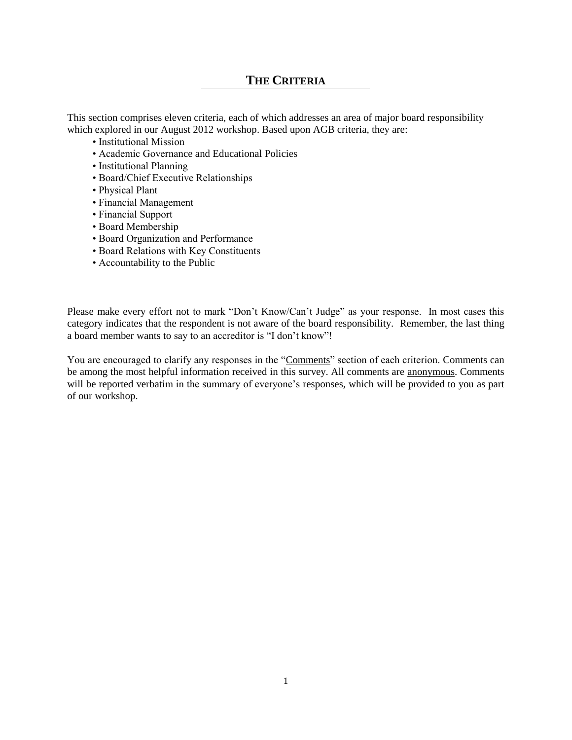## THE CRITERIA

This section comprises eleven criteria, each of which addresses an area of major board responsibility which explored in our August 2012 workshop. Based upon AGB criteria, they are:

- Institutional Mission
- Academic Governance and Educational Policies
- Institutional Planning
- Board/Chief Executive Relationships
- Physical Plant
- Financial Management
- Financial Support
- Board Membership
- Board Organization and Performance
- Board Relations with Key Constituents
- Accountability to the Public

Please make every effort <u>not</u> to mark "Don't Know/Can't Judge" as your response. In most cases this category indicates that the respondent is not aware of the board responsibility. Remember, the last thing a board member wants to say to an accreditor is "I don't know"!

You are encouraged to clarify any responses in the "<u>Comments</u>" section of each criterion. Comments can be among the most helpful information received in this survey. All comments are <u>anonymous</u>. Comments will be reported verbatim in the summary of everyone's responses, which will be provided to you as part of our workshop.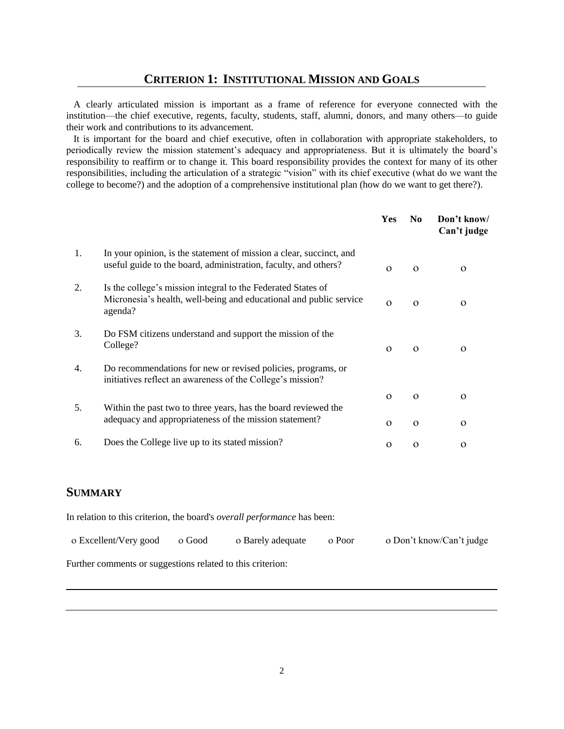## CRITERION 1: INSTITUTIONAL MISSION AND GOALS

A clearly articulated mission is important as a frame of reference for everyone connected with the institution—the chief executive, regents, faculty, students, staff, alumni, donors, and many others—to guide their work and contributions to its advancement.

It is important for the board and chief executive, often in collaboration with appropriate stakeholders, to periodically review the mission statement's adequacy and appropriateness. But it is ultimately the board's responsibility to reaffirm or to change it. This board responsibility provides the context for many of its other responsibilities, including the articulation of a strategic "vision" with its chief executive (what do we want the college to become?) and the adoption of a comprehensive institutional plan (how do we want to get there?).

| | | Yes | No | Don't know/ Can't judge |
|---|---|---|---|---|
| 1. | In your opinion, is the statement of mission a clear, succinct, and useful guide to the board, administration, faculty, and others? | o | o | o |
| 2. | Is the college's mission integral to the Federated States of Micronesia's health, well-being and educational and public service agenda? | o | o | o |
| 3. | Do FSM citizens understand and support the mission of the College? | o | o | o |
| 4. | Do recommendations for new or revised policies, programs, or initiatives reflect an awareness of the College's mission? | o | o | o |
| 5. | Within the past two to three years, has the board reviewed the adequacy and appropriateness of the mission statement? | o | o | o |
| 6. | Does the College live up to its stated mission? | o | o | o |

## SUMMARY

In relation to this criterion, the board's *overall performance* has been:

o Excellent/Very good  o Good  o Barely adequate  o Poor  o Don't know/Can't judge

Further comments or suggestions related to this criterion:

______________________________________________________________________________

______________________________________________________________________________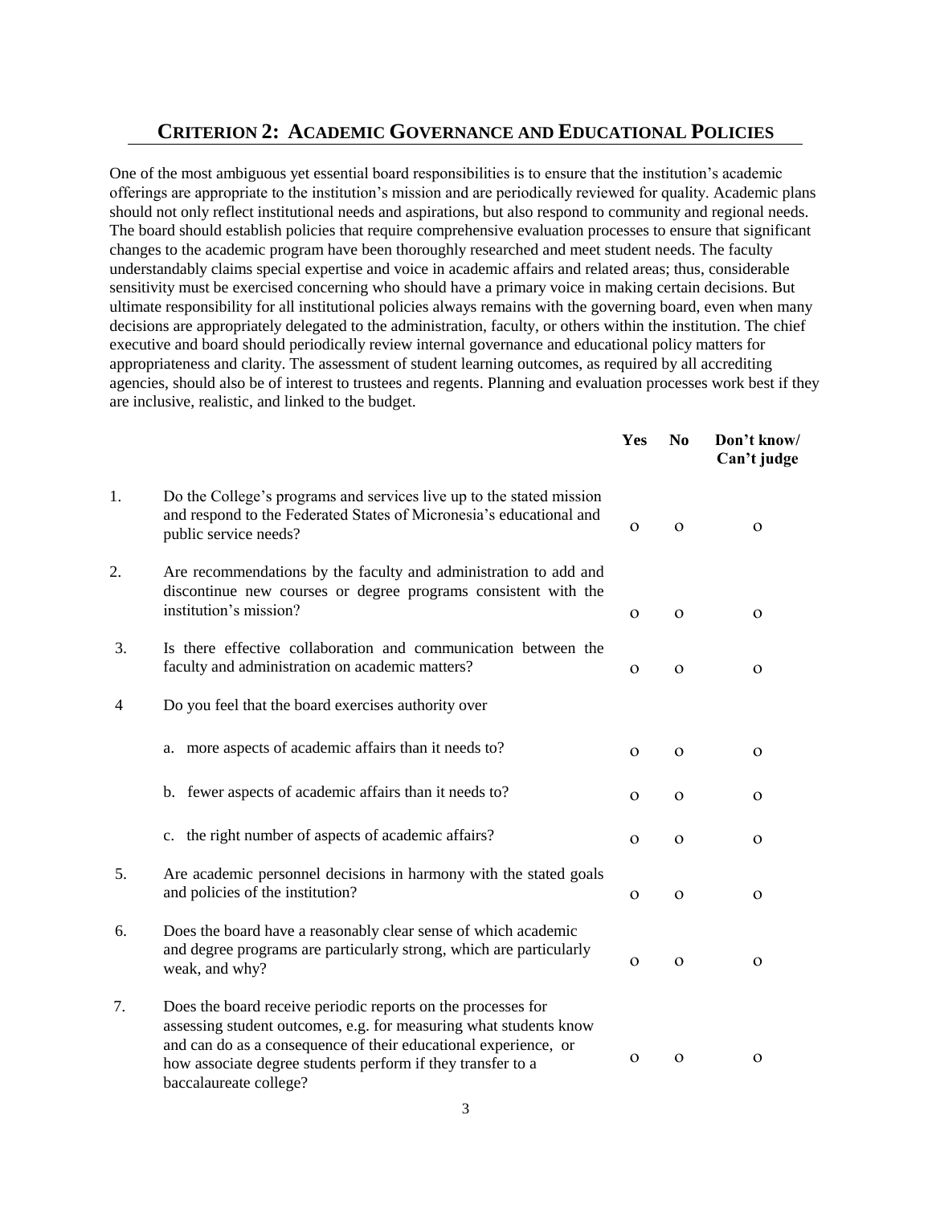## CRITERION 2: ACADEMIC GOVERNANCE AND EDUCATIONAL POLICIES

One of the most ambiguous yet essential board responsibilities is to ensure that the institution's academic offerings are appropriate to the institution's mission and are periodically reviewed for quality. Academic plans should not only reflect institutional needs and aspirations, but also respond to community and regional needs. The board should establish policies that require comprehensive evaluation processes to ensure that significant changes to the academic program have been thoroughly researched and meet student needs. The faculty understandably claims special expertise and voice in academic affairs and related areas; thus, considerable sensitivity must be exercised concerning who should have a primary voice in making certain decisions. But ultimate responsibility for all institutional policies always remains with the governing board, even when many decisions are appropriately delegated to the administration, faculty, or others within the institution. The chief executive and board should periodically review internal governance and educational policy matters for appropriateness and clarity. The assessment of student learning outcomes, as required by all accrediting agencies, should also be of interest to trustees and regents. Planning and evaluation processes work best if they are inclusive, realistic, and linked to the budget.

| | | Yes | No | Don't know/ Can't judge |
|---|---|---|---|---|
| 1. | Do the College's programs and services live up to the stated mission and respond to the Federated States of Micronesia's educational and public service needs? | o | o | o |
| 2. | Are recommendations by the faculty and administration to add and discontinue new courses or degree programs consistent with the institution's mission? | o | o | o |
| 3. | Is there effective collaboration and communication between the faculty and administration on academic matters? | o | o | o |
| 4 | Do you feel that the board exercises authority over | | | |
| | a. more aspects of academic affairs than it needs to? | o | o | o |
| | b. fewer aspects of academic affairs than it needs to? | o | o | o |
| | c. the right number of aspects of academic affairs? | o | o | o |
| 5. | Are academic personnel decisions in harmony with the stated goals and policies of the institution? | o | o | o |
| 6. | Does the board have a reasonably clear sense of which academic and degree programs are particularly strong, which are particularly weak, and why? | o | o | o |
| 7. | Does the board receive periodic reports on the processes for assessing student outcomes, e.g. for measuring what students know and can do as a consequence of their educational experience, or how associate degree students perform if they transfer to a baccalaureate college? | o | o | o |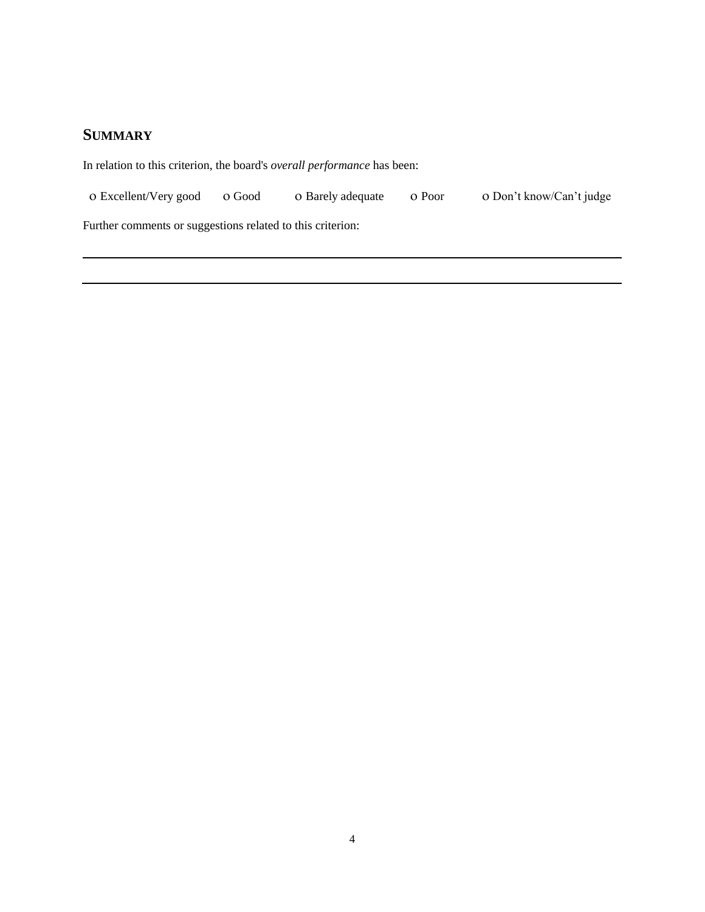## SUMMARY

In relation to this criterion, the board's *overall performance* has been:

o Excellent/Very good   o Good   o Barely adequate   o Poor   o Don't know/Can't judge

Further comments or suggestions related to this criterion:

______________________________________________________________________________

______________________________________________________________________________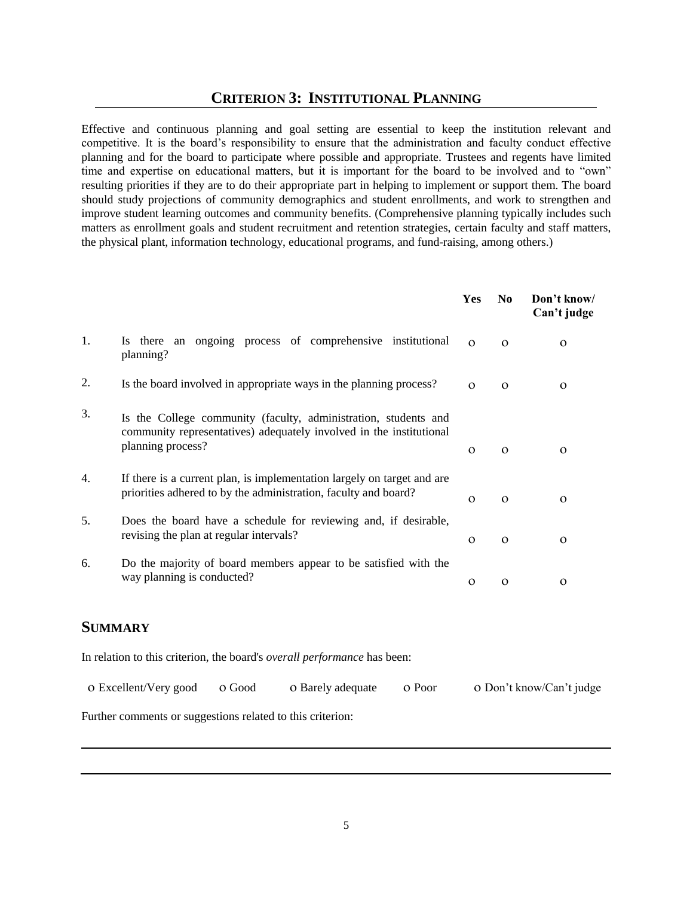## CRITERION 3: INSTITUTIONAL PLANNING

Effective and continuous planning and goal setting are essential to keep the institution relevant and competitive. It is the board's responsibility to ensure that the administration and faculty conduct effective planning and for the board to participate where possible and appropriate. Trustees and regents have limited time and expertise on educational matters, but it is important for the board to be involved and to "own" resulting priorities if they are to do their appropriate part in helping to implement or support them. The board should study projections of community demographics and student enrollments, and work to strengthen and improve student learning outcomes and community benefits. (Comprehensive planning typically includes such matters as enrollment goals and student recruitment and retention strategies, certain faculty and staff matters, the physical plant, information technology, educational programs, and fund-raising, among others.)

| | | Yes | No | Don't know/ Can't judge |
|---|---|---|---|---|
| 1. | Is there an ongoing process of comprehensive institutional planning? | o | o | o |
| 2. | Is the board involved in appropriate ways in the planning process? | o | o | o |
| 3. | Is the College community (faculty, administration, students and community representatives) adequately involved in the institutional planning process? | o | o | o |
| 4. | If there is a current plan, is implementation largely on target and are priorities adhered to by the administration, faculty and board? | o | o | o |
| 5. | Does the board have a schedule for reviewing and, if desirable, revising the plan at regular intervals? | o | o | o |
| 6. | Do the majority of board members appear to be satisfied with the way planning is conducted? | o | o | o |

## SUMMARY

In relation to this criterion, the board's *overall performance* has been:

o Excellent/Very good o Good o Barely adequate o Poor o Don't know/Can't judge

Further comments or suggestions related to this criterion:

---

---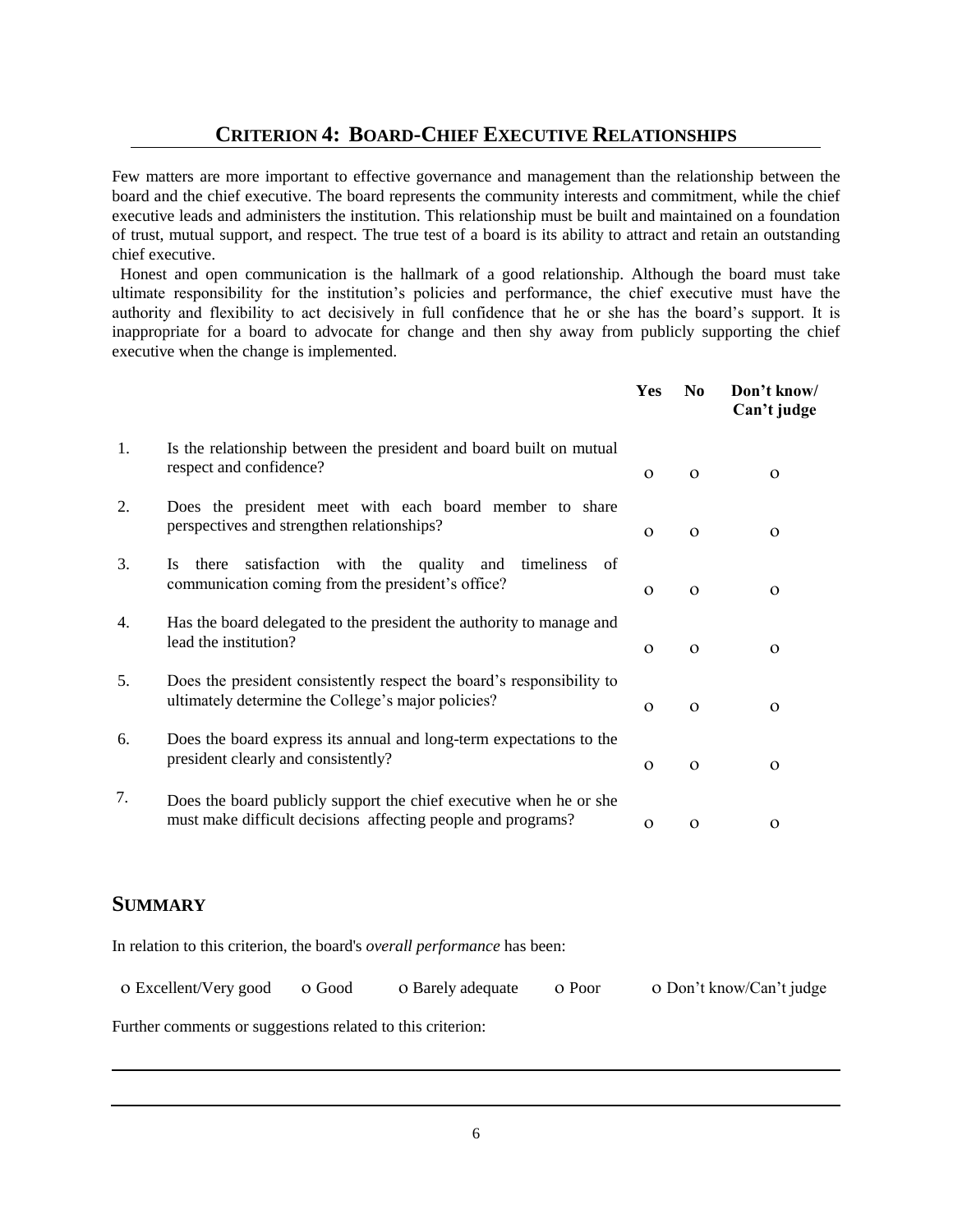## CRITERION 4: BOARD-CHIEF EXECUTIVE RELATIONSHIPS

Few matters are more important to effective governance and management than the relationship between the board and the chief executive. The board represents the community interests and commitment, while the chief executive leads and administers the institution. This relationship must be built and maintained on a foundation of trust, mutual support, and respect. The true test of a board is its ability to attract and retain an outstanding chief executive.

Honest and open communication is the hallmark of a good relationship. Although the board must take ultimate responsibility for the institution's policies and performance, the chief executive must have the authority and flexibility to act decisively in full confidence that he or she has the board's support. It is inappropriate for a board to advocate for change and then shy away from publicly supporting the chief executive when the change is implemented.

| | | Yes | No | Don't know/ Can't judge |
|---|---|---|---|---|
| 1. | Is the relationship between the president and board built on mutual respect and confidence? | o | o | o |
| 2. | Does the president meet with each board member to share perspectives and strengthen relationships? | o | o | o |
| 3. | Is there satisfaction with the quality and timeliness of communication coming from the president's office? | o | o | o |
| 4. | Has the board delegated to the president the authority to manage and lead the institution? | o | o | o |
| 5. | Does the president consistently respect the board's responsibility to ultimately determine the College's major policies? | o | o | o |
| 6. | Does the board express its annual and long-term expectations to the president clearly and consistently? | o | o | o |
| 7. | Does the board publicly support the chief executive when he or she must make difficult decisions affecting people and programs? | o | o | o |

## SUMMARY

In relation to this criterion, the board's *overall performance* has been:

o Excellent/Very good   o Good   o Barely adequate   o Poor   o Don't know/Can't judge

Further comments or suggestions related to this criterion:

---

---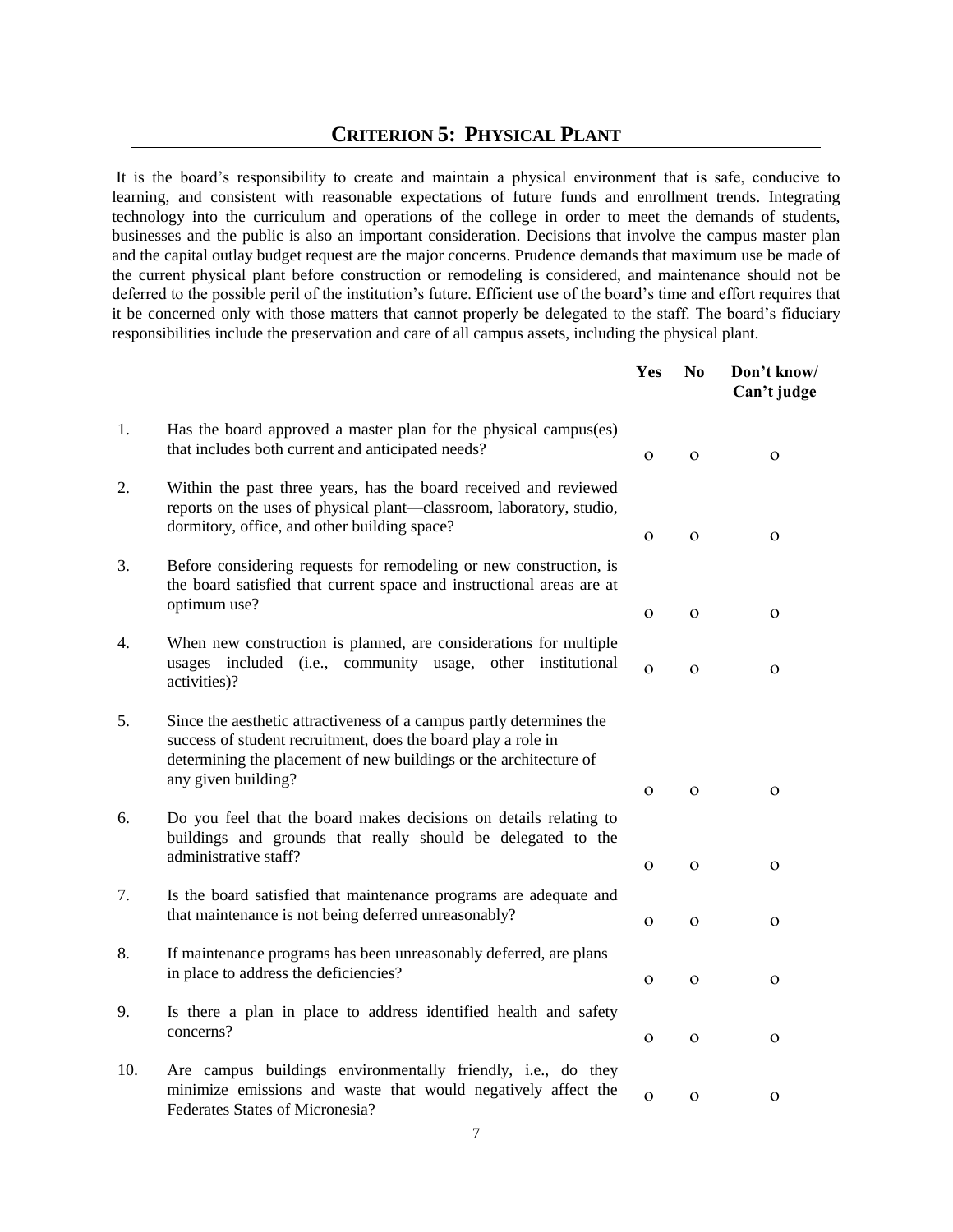## CRITERION 5: PHYSICAL PLANT

It is the board's responsibility to create and maintain a physical environment that is safe, conducive to learning, and consistent with reasonable expectations of future funds and enrollment trends. Integrating technology into the curriculum and operations of the college in order to meet the demands of students, businesses and the public is also an important consideration. Decisions that involve the campus master plan and the capital outlay budget request are the major concerns. Prudence demands that maximum use be made of the current physical plant before construction or remodeling is considered, and maintenance should not be deferred to the possible peril of the institution's future. Efficient use of the board's time and effort requires that it be concerned only with those matters that cannot properly be delegated to the staff. The board's fiduciary responsibilities include the preservation and care of all campus assets, including the physical plant.

| | | Yes | No | Don't know/ Can't judge |
|---|---|---|---|---|
| 1. | Has the board approved a master plan for the physical campus(es) that includes both current and anticipated needs? | o | o | o |
| 2. | Within the past three years, has the board received and reviewed reports on the uses of physical plant—classroom, laboratory, studio, dormitory, office, and other building space? | o | o | o |
| 3. | Before considering requests for remodeling or new construction, is the board satisfied that current space and instructional areas are at optimum use? | o | o | o |
| 4. | When new construction is planned, are considerations for multiple usages included (i.e., community usage, other institutional activities)? | o | o | o |
| 5. | Since the aesthetic attractiveness of a campus partly determines the success of student recruitment, does the board play a role in determining the placement of new buildings or the architecture of any given building? | o | o | o |
| 6. | Do you feel that the board makes decisions on details relating to buildings and grounds that really should be delegated to the administrative staff? | o | o | o |
| 7. | Is the board satisfied that maintenance programs are adequate and that maintenance is not being deferred unreasonably? | o | o | o |
| 8. | If maintenance programs has been unreasonably deferred, are plans in place to address the deficiencies? | o | o | o |
| 9. | Is there a plan in place to address identified health and safety concerns? | o | o | o |
| 10. | Are campus buildings environmentally friendly, i.e., do they minimize emissions and waste that would negatively affect the Federates States of Micronesia? | o | o | o |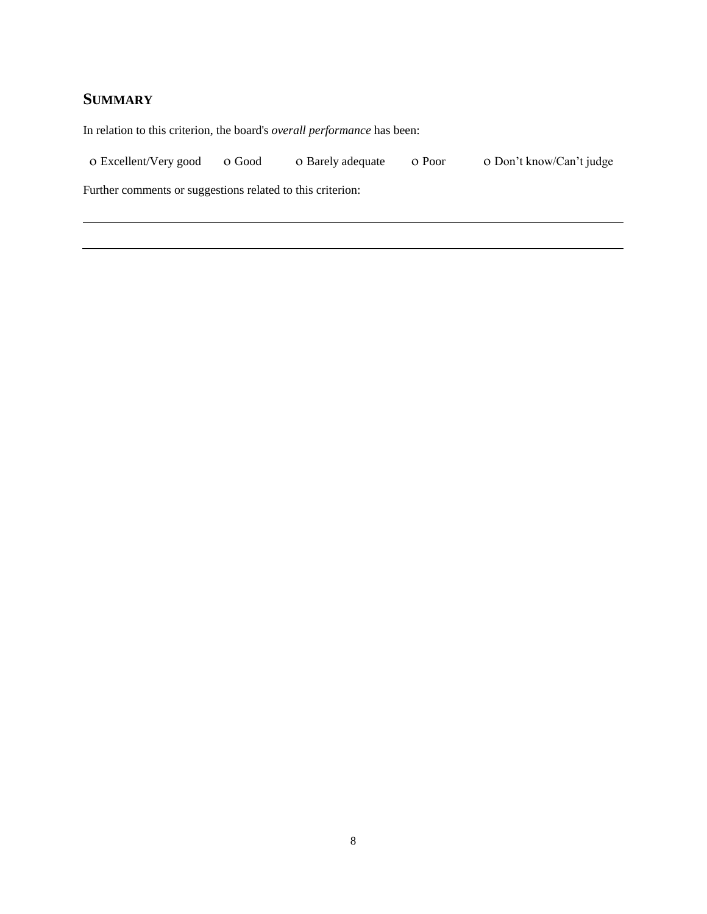## SUMMARY

In relation to this criterion, the board's *overall performance* has been:

o Excellent/Very good o Good o Barely adequate o Poor o Don't know/Can't judge

Further comments or suggestions related to this criterion:

---

---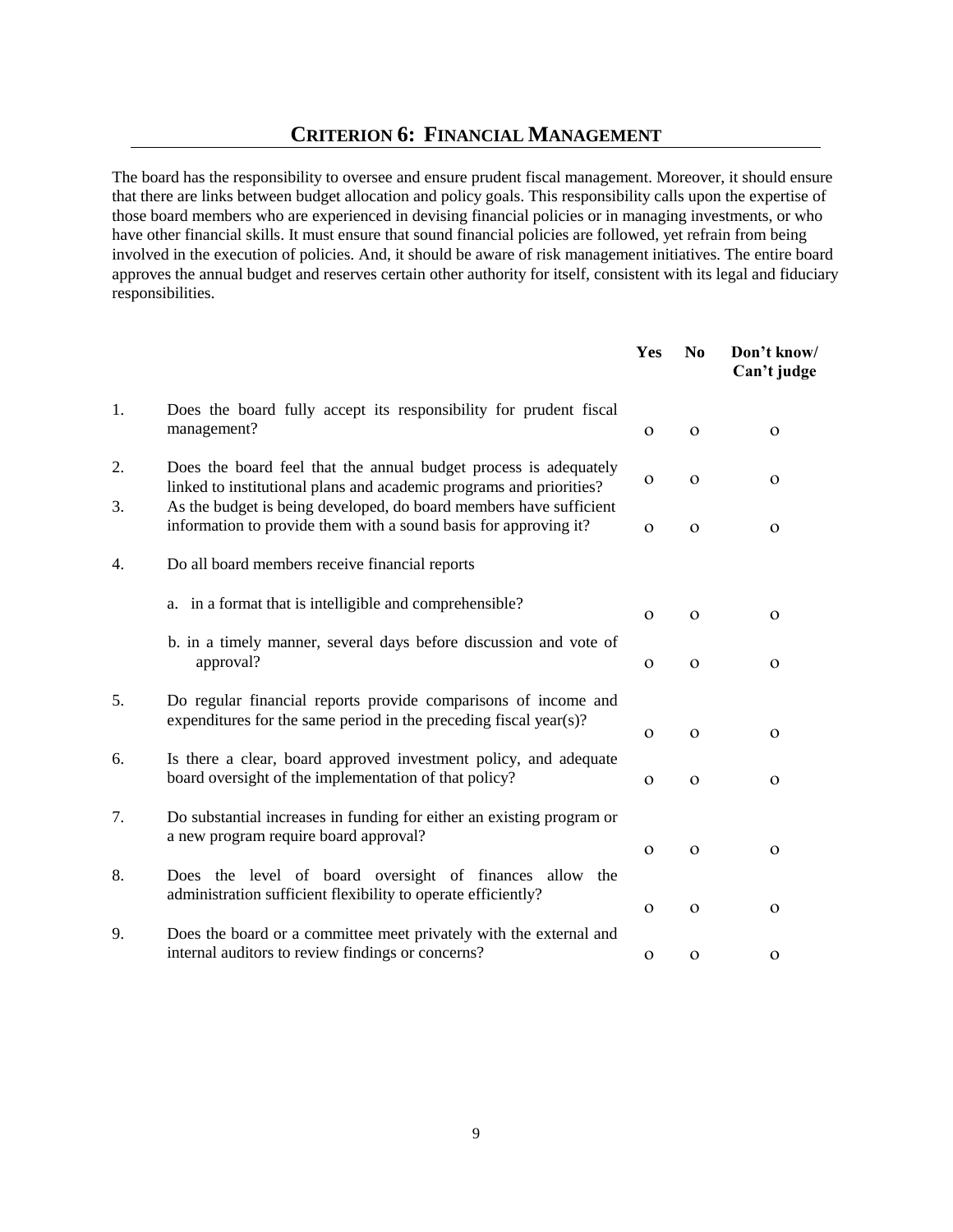## CRITERION 6: FINANCIAL MANAGEMENT

The board has the responsibility to oversee and ensure prudent fiscal management. Moreover, it should ensure that there are links between budget allocation and policy goals. This responsibility calls upon the expertise of those board members who are experienced in devising financial policies or in managing investments, or who have other financial skills. It must ensure that sound financial policies are followed, yet refrain from being involved in the execution of policies. And, it should be aware of risk management initiatives. The entire board approves the annual budget and reserves certain other authority for itself, consistent with its legal and fiduciary responsibilities.

| | | Yes | No | Don't know/ Can't judge |
|---|---|---|---|---|
| 1. | Does the board fully accept its responsibility for prudent fiscal management? | o | o | o |
| 2. | Does the board feel that the annual budget process is adequately linked to institutional plans and academic programs and priorities? | o | o | o |
| 3. | As the budget is being developed, do board members have sufficient information to provide them with a sound basis for approving it? | o | o | o |
| 4. | Do all board members receive financial reports | | | |
| | a. in a format that is intelligible and comprehensible? | o | o | o |
| | b. in a timely manner, several days before discussion and vote of approval? | o | o | o |
| 5. | Do regular financial reports provide comparisons of income and expenditures for the same period in the preceding fiscal year(s)? | o | o | o |
| 6. | Is there a clear, board approved investment policy, and adequate board oversight of the implementation of that policy? | o | o | o |
| 7. | Do substantial increases in funding for either an existing program or a new program require board approval? | o | o | o |
| 8. | Does the level of board oversight of finances allow the administration sufficient flexibility to operate efficiently? | o | o | o |
| 9. | Does the board or a committee meet privately with the external and internal auditors to review findings or concerns? | o | o | o |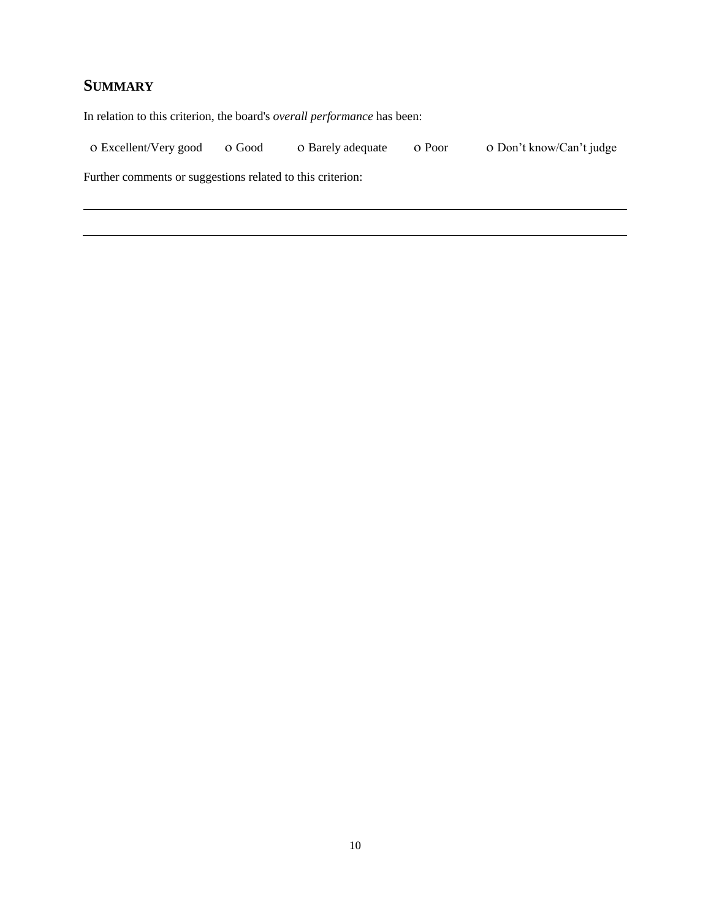## SUMMARY

In relation to this criterion, the board's *overall performance* has been:

o Excellent/Very good    o Good    o Barely adequate    o Poor    o Don't know/Can't judge

Further comments or suggestions related to this criterion:

_______________________________________________________________________________

_______________________________________________________________________________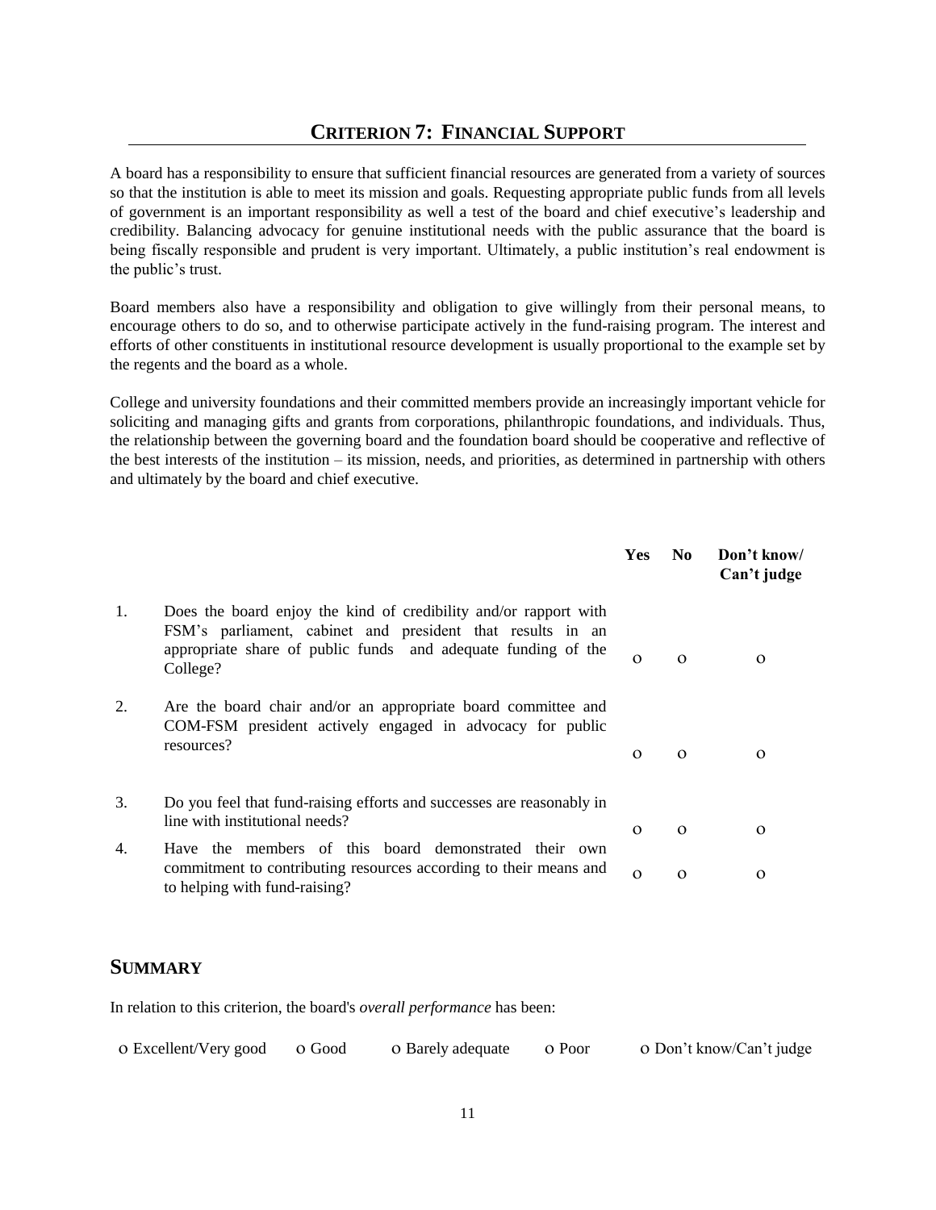## CRITERION 7: FINANCIAL SUPPORT

A board has a responsibility to ensure that sufficient financial resources are generated from a variety of sources so that the institution is able to meet its mission and goals. Requesting appropriate public funds from all levels of government is an important responsibility as well a test of the board and chief executive's leadership and credibility. Balancing advocacy for genuine institutional needs with the public assurance that the board is being fiscally responsible and prudent is very important. Ultimately, a public institution's real endowment is the public's trust.

Board members also have a responsibility and obligation to give willingly from their personal means, to encourage others to do so, and to otherwise participate actively in the fund-raising program. The interest and efforts of other constituents in institutional resource development is usually proportional to the example set by the regents and the board as a whole.

College and university foundations and their committed members provide an increasingly important vehicle for soliciting and managing gifts and grants from corporations, philanthropic foundations, and individuals. Thus, the relationship between the governing board and the foundation board should be cooperative and reflective of the best interests of the institution – its mission, needs, and priorities, as determined in partnership with others and ultimately by the board and chief executive.

| | | Yes | No | Don't know/ Can't judge |
|---|---|---|---|---|
| 1. | Does the board enjoy the kind of credibility and/or rapport with FSM's parliament, cabinet and president that results in an appropriate share of public funds and adequate funding of the College? | o | o | o |
| 2. | Are the board chair and/or an appropriate board committee and COM-FSM president actively engaged in advocacy for public resources? | o | o | o |
| 3. | Do you feel that fund-raising efforts and successes are reasonably in line with institutional needs? | o | o | o |
| 4. | Have the members of this board demonstrated their own commitment to contributing resources according to their means and to helping with fund-raising? | o | o | o |

## SUMMARY

In relation to this criterion, the board's *overall performance* has been:

o Excellent/Very good    o Good    o Barely adequate    o Poor    o Don't know/Can't judge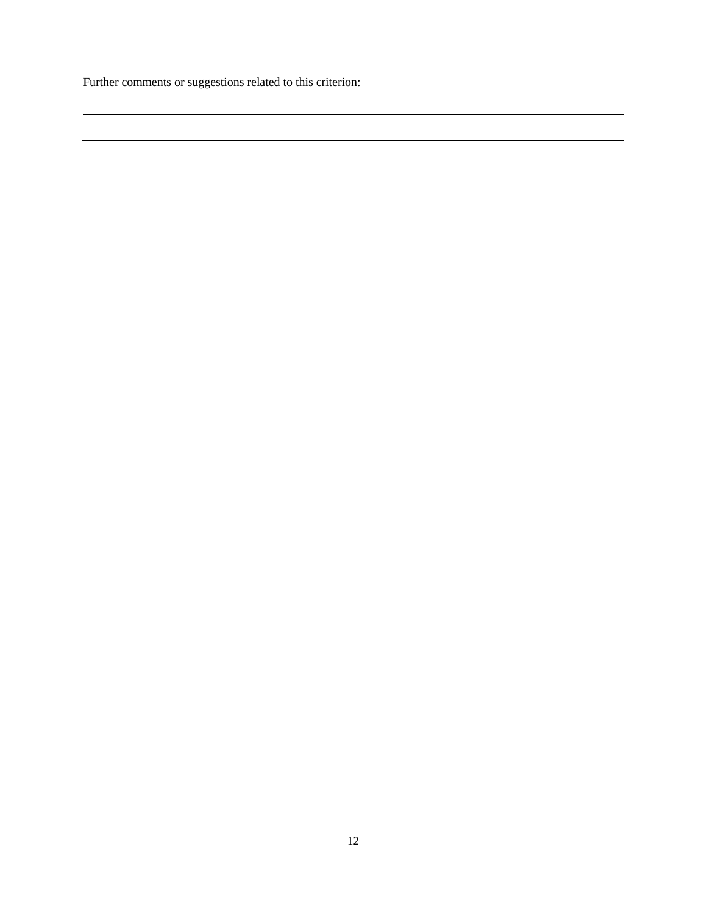Further comments or suggestions related to this criterion:

______________________________________________________________________________

______________________________________________________________________________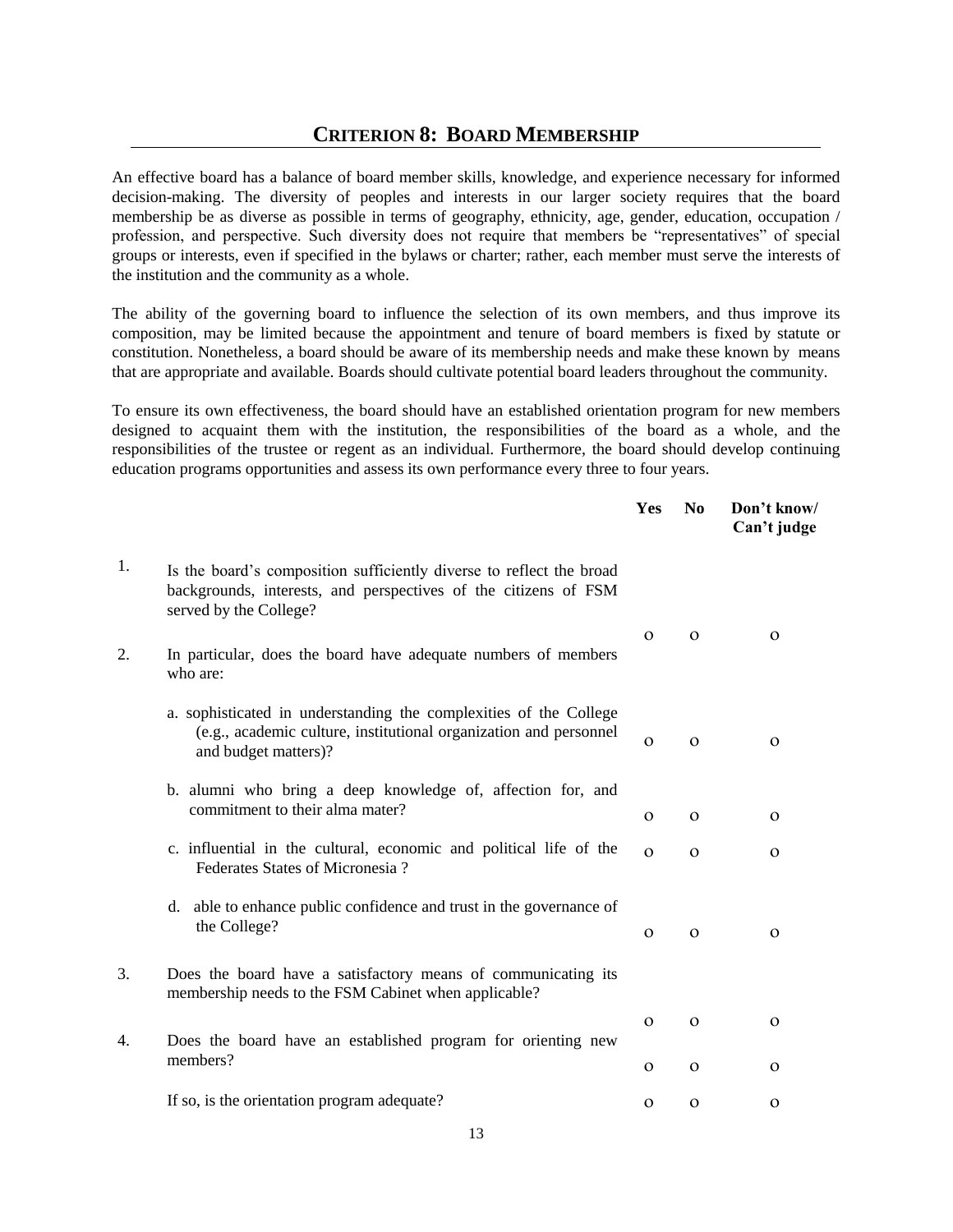## CRITERION 8: BOARD MEMBERSHIP

An effective board has a balance of board member skills, knowledge, and experience necessary for informed decision-making. The diversity of peoples and interests in our larger society requires that the board membership be as diverse as possible in terms of geography, ethnicity, age, gender, education, occupation / profession, and perspective. Such diversity does not require that members be "representatives" of special groups or interests, even if specified in the bylaws or charter; rather, each member must serve the interests of the institution and the community as a whole.

The ability of the governing board to influence the selection of its own members, and thus improve its composition, may be limited because the appointment and tenure of board members is fixed by statute or constitution. Nonetheless, a board should be aware of its membership needs and make these known by means that are appropriate and available. Boards should cultivate potential board leaders throughout the community.

To ensure its own effectiveness, the board should have an established orientation program for new members designed to acquaint them with the institution, the responsibilities of the board as a whole, and the responsibilities of the trustee or regent as an individual. Furthermore, the board should develop continuing education programs opportunities and assess its own performance every three to four years.

| | | Yes | No | Don't know/ Can't judge |
|---|---|---|---|---|
| 1. | Is the board's composition sufficiently diverse to reflect the broad backgrounds, interests, and perspectives of the citizens of FSM served by the College? | o | o | o |
| 2. | In particular, does the board have adequate numbers of members who are: | | | |
| | a. sophisticated in understanding the complexities of the College (e.g., academic culture, institutional organization and personnel and budget matters)? | o | o | o |
| | b. alumni who bring a deep knowledge of, affection for, and commitment to their alma mater? | o | o | o |
| | c. influential in the cultural, economic and political life of the Federates States of Micronesia ? | o | o | o |
| | d. able to enhance public confidence and trust in the governance of the College? | o | o | o |
| 3. | Does the board have a satisfactory means of communicating its membership needs to the FSM Cabinet when applicable? | o | o | o |
| 4. | Does the board have an established program for orienting new members? | o | o | o |
| | If so, is the orientation program adequate? | o | o | o |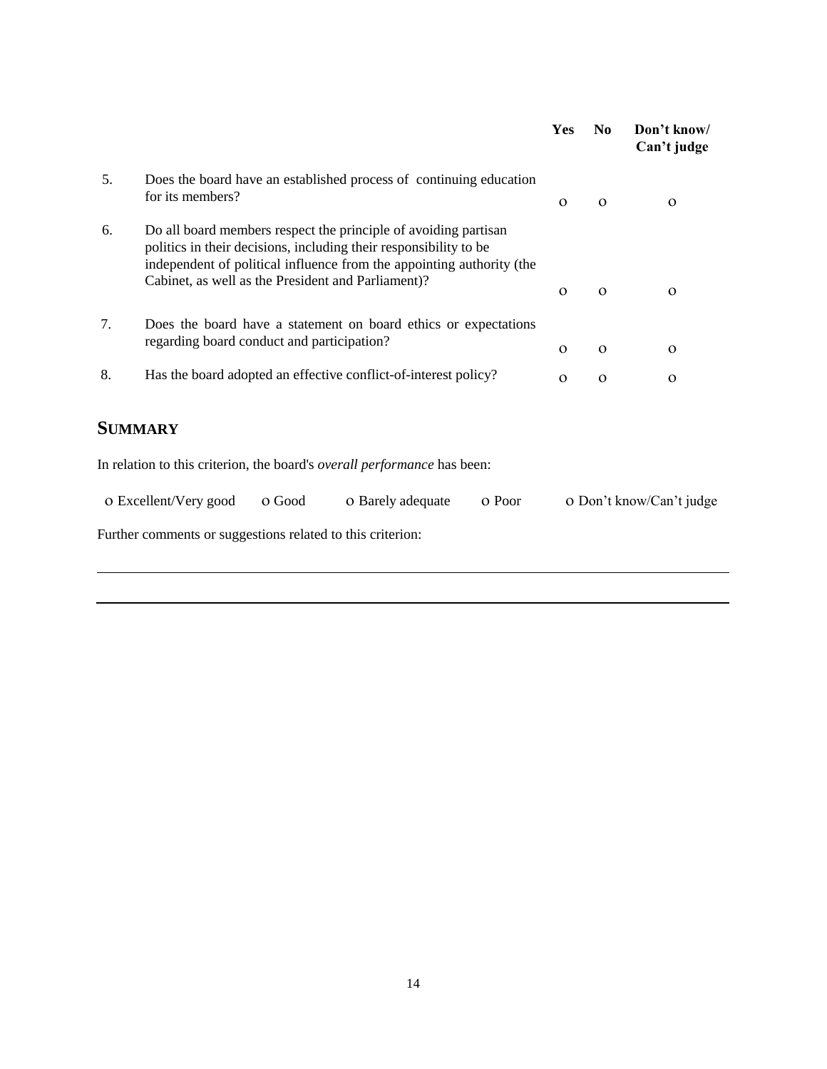| | | Yes | No | Don't know/ Can't judge |
|---|---|---|---|---|
| 5. | Does the board have an established process of continuing education for its members? | o | o | o |
| 6. | Do all board members respect the principle of avoiding partisan politics in their decisions, including their responsibility to be independent of political influence from the appointing authority (the Cabinet, as well as the President and Parliament)? | o | o | o |
| 7. | Does the board have a statement on board ethics or expectations regarding board conduct and participation? | o | o | o |
| 8. | Has the board adopted an effective conflict-of-interest policy? | o | o | o |

## SUMMARY

In relation to this criterion, the board's *overall performance* has been:

o Excellent/Very good   o Good   o Barely adequate   o Poor   o Don't know/Can't judge

Further comments or suggestions related to this criterion:

---

---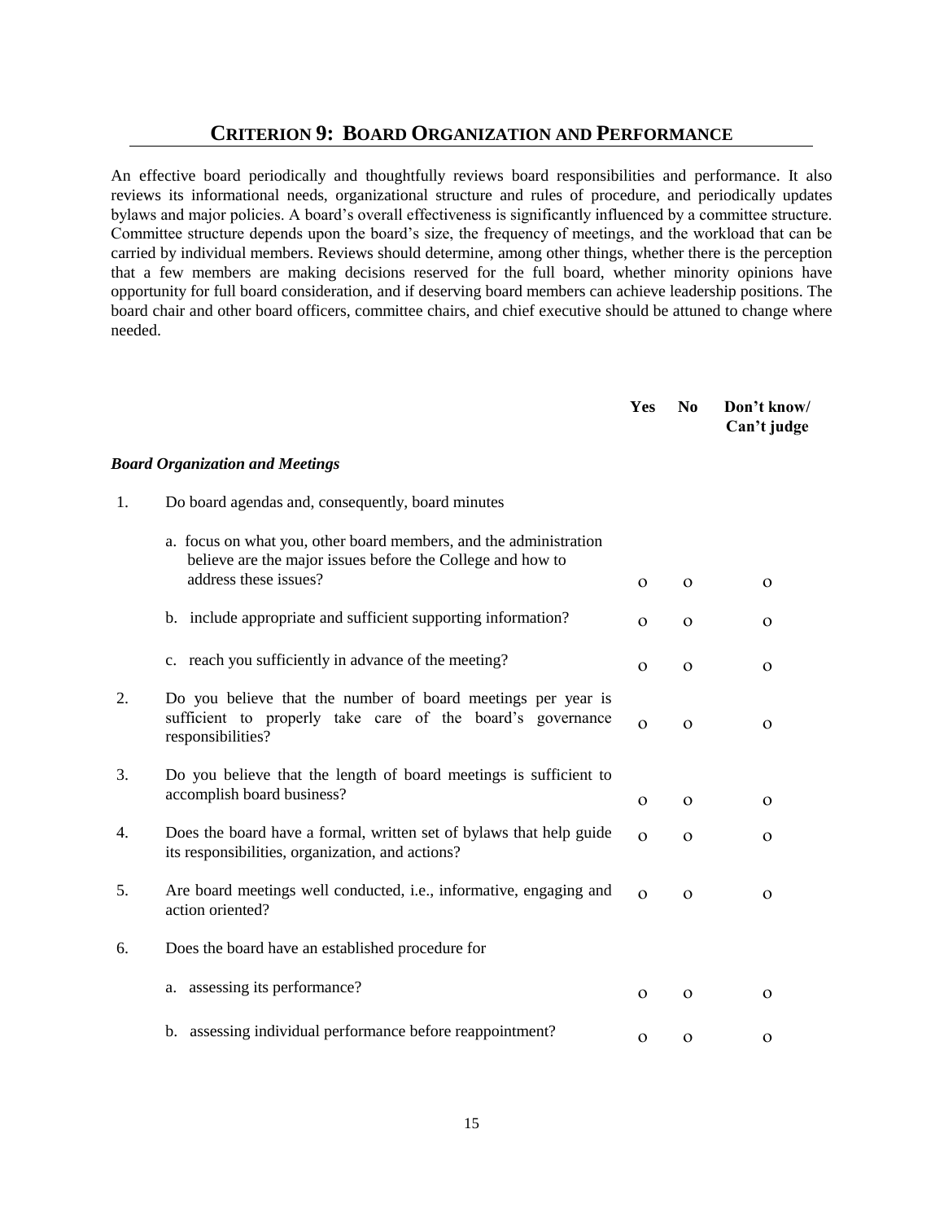## CRITERION 9: BOARD ORGANIZATION AND PERFORMANCE

An effective board periodically and thoughtfully reviews board responsibilities and performance. It also reviews its informational needs, organizational structure and rules of procedure, and periodically updates bylaws and major policies. A board's overall effectiveness is significantly influenced by a committee structure. Committee structure depends upon the board's size, the frequency of meetings, and the workload that can be carried by individual members. Reviews should determine, among other things, whether there is the perception that a few members are making decisions reserved for the full board, whether minority opinions have opportunity for full board consideration, and if deserving board members can achieve leadership positions. The board chair and other board officers, committee chairs, and chief executive should be attuned to change where needed.

| | | Yes | No | Don't know/ Can't judge |
|---|---|---|---|---|
| ***Board Organization and Meetings*** | | | | |
| 1. | Do board agendas and, consequently, board minutes | | | |
| | a. focus on what you, other board members, and the administration believe are the major issues before the College and how to address these issues? | o | o | o |
| | b. include appropriate and sufficient supporting information? | o | o | o |
| | c. reach you sufficiently in advance of the meeting? | o | o | o |
| 2. | Do you believe that the number of board meetings per year is sufficient to properly take care of the board's governance responsibilities? | o | o | o |
| 3. | Do you believe that the length of board meetings is sufficient to accomplish board business? | o | o | o |
| 4. | Does the board have a formal, written set of bylaws that help guide its responsibilities, organization, and actions? | o | o | o |
| 5. | Are board meetings well conducted, i.e., informative, engaging and action oriented? | o | o | o |
| 6. | Does the board have an established procedure for | | | |
| | a. assessing its performance? | o | o | o |
| | b. assessing individual performance before reappointment? | o | o | o |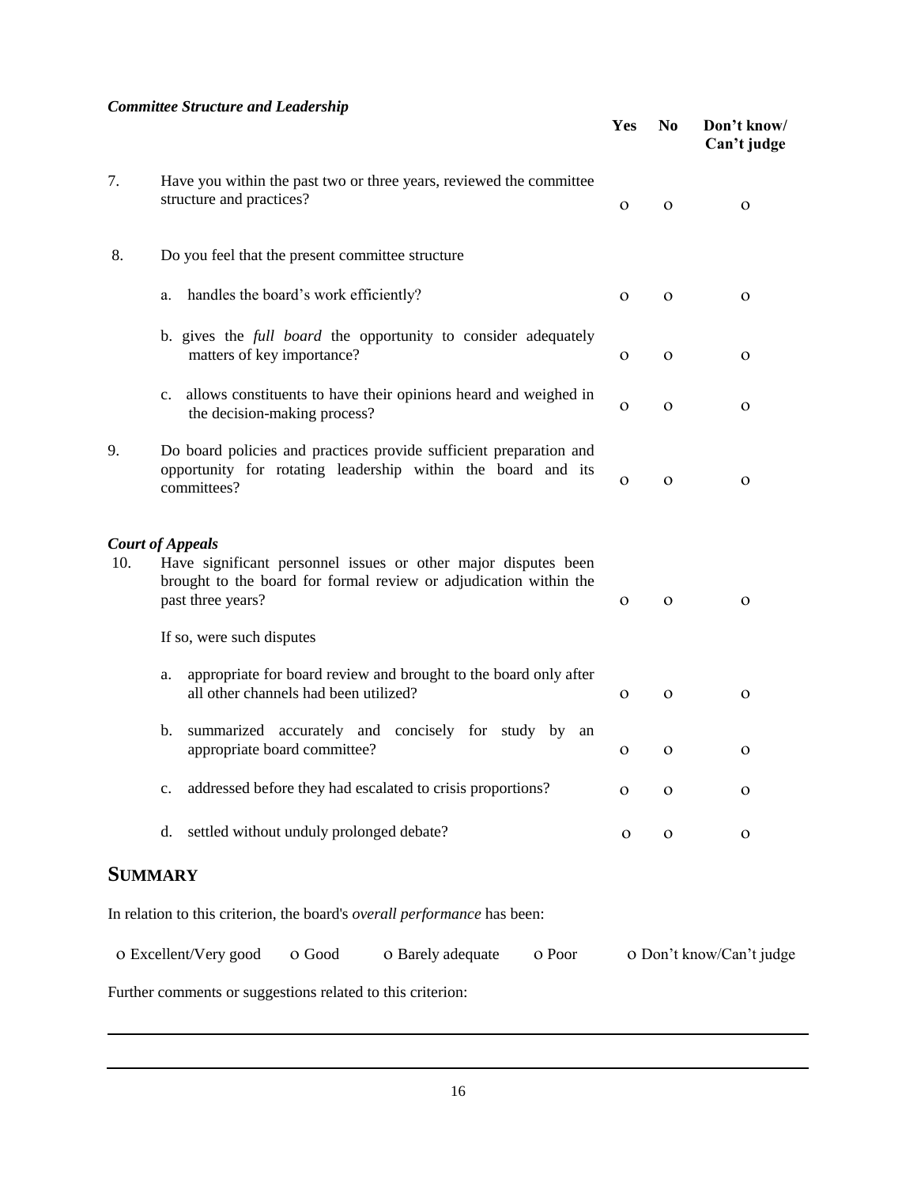***Committee Structure and Leadership***

| | | Yes | No | Don't know/ Can't judge |
|---|---|---|---|---|
| 7. | Have you within the past two or three years, reviewed the committee structure and practices? | o | o | o |
| 8. | Do you feel that the present committee structure | | | |
| | a. handles the board's work efficiently? | o | o | o |
| | b. gives the *full board* the opportunity to consider adequately matters of key importance? | o | o | o |
| | c. allows constituents to have their opinions heard and weighed in the decision-making process? | o | o | o |
| 9. | Do board policies and practices provide sufficient preparation and opportunity for rotating leadership within the board and its committees? | o | o | o |

***Court of Appeals***

| | | Yes | No | Don't know/ Can't judge |
|---|---|---|---|---|
| 10. | Have significant personnel issues or other major disputes been brought to the board for formal review or adjudication within the past three years? | o | o | o |
| | If so, were such disputes | | | |
| | a. appropriate for board review and brought to the board only after all other channels had been utilized? | o | o | o |
| | b. summarized accurately and concisely for study by an appropriate board committee? | o | o | o |
| | c. addressed before they had escalated to crisis proportions? | o | o | o |
| | d. settled without unduly prolonged debate? | o | o | o |

## SUMMARY

In relation to this criterion, the board's *overall performance* has been:

o Excellent/Very good  o Good  o Barely adequate  o Poor  o Don't know/Can't judge

Further comments or suggestions related to this criterion:

______________________________________________________________________

______________________________________________________________________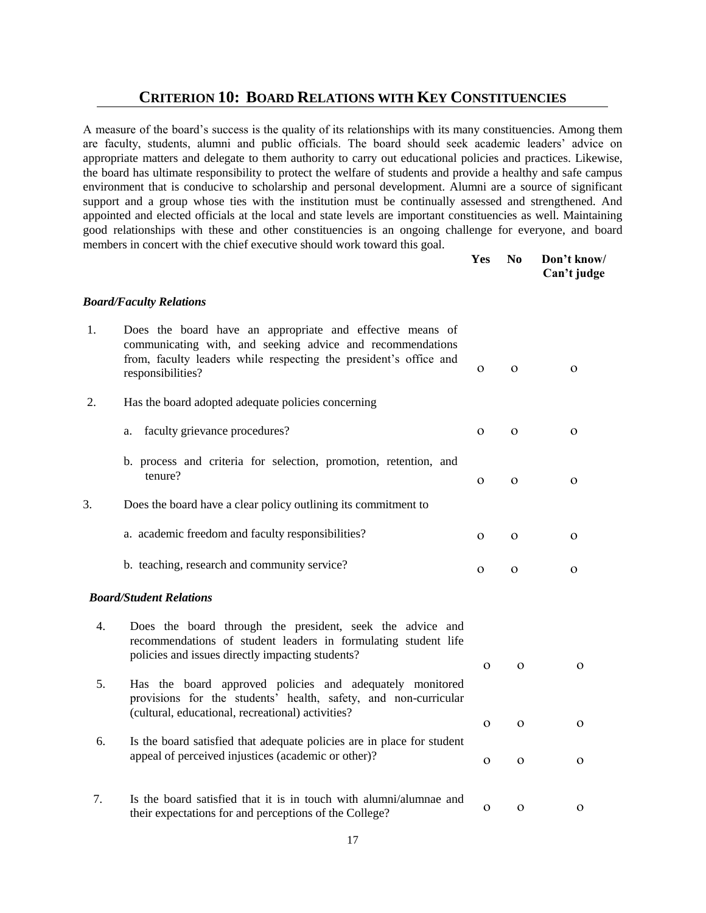## Criterion 10: Board Relations with Key Constituencies

A measure of the board's success is the quality of its relationships with its many constituencies. Among them are faculty, students, alumni and public officials. The board should seek academic leaders' advice on appropriate matters and delegate to them authority to carry out educational policies and practices. Likewise, the board has ultimate responsibility to protect the welfare of students and provide a healthy and safe campus environment that is conducive to scholarship and personal development. Alumni are a source of significant support and a group whose ties with the institution must be continually assessed and strengthened. And appointed and elected officials at the local and state levels are important constituencies as well. Maintaining good relationships with these and other constituencies is an ongoing challenge for everyone, and board members in concert with the chief executive should work toward this goal.

| | | Yes | No | Don't know/ Can't judge |
|---|---|---|---|---|
| ***Board/Faculty Relations*** | | | | |
| 1. | Does the board have an appropriate and effective means of communicating with, and seeking advice and recommendations from, faculty leaders while respecting the president's office and responsibilities? | o | o | o |
| 2. | Has the board adopted adequate policies concerning | | | |
| | a. faculty grievance procedures? | o | o | o |
| | b. process and criteria for selection, promotion, retention, and tenure? | o | o | o |
| 3. | Does the board have a clear policy outlining its commitment to | | | |
| | a. academic freedom and faculty responsibilities? | o | o | o |
| | b. teaching, research and community service? | o | o | o |
| ***Board/Student Relations*** | | | | |
| 4. | Does the board through the president, seek the advice and recommendations of student leaders in formulating student life policies and issues directly impacting students? | o | o | o |
| 5. | Has the board approved policies and adequately monitored provisions for the students' health, safety, and non-curricular (cultural, educational, recreational) activities? | o | o | o |
| 6. | Is the board satisfied that adequate policies are in place for student appeal of perceived injustices (academic or other)? | o | o | o |
| 7. | Is the board satisfied that it is in touch with alumni/alumnae and their expectations for and perceptions of the College? | o | o | o |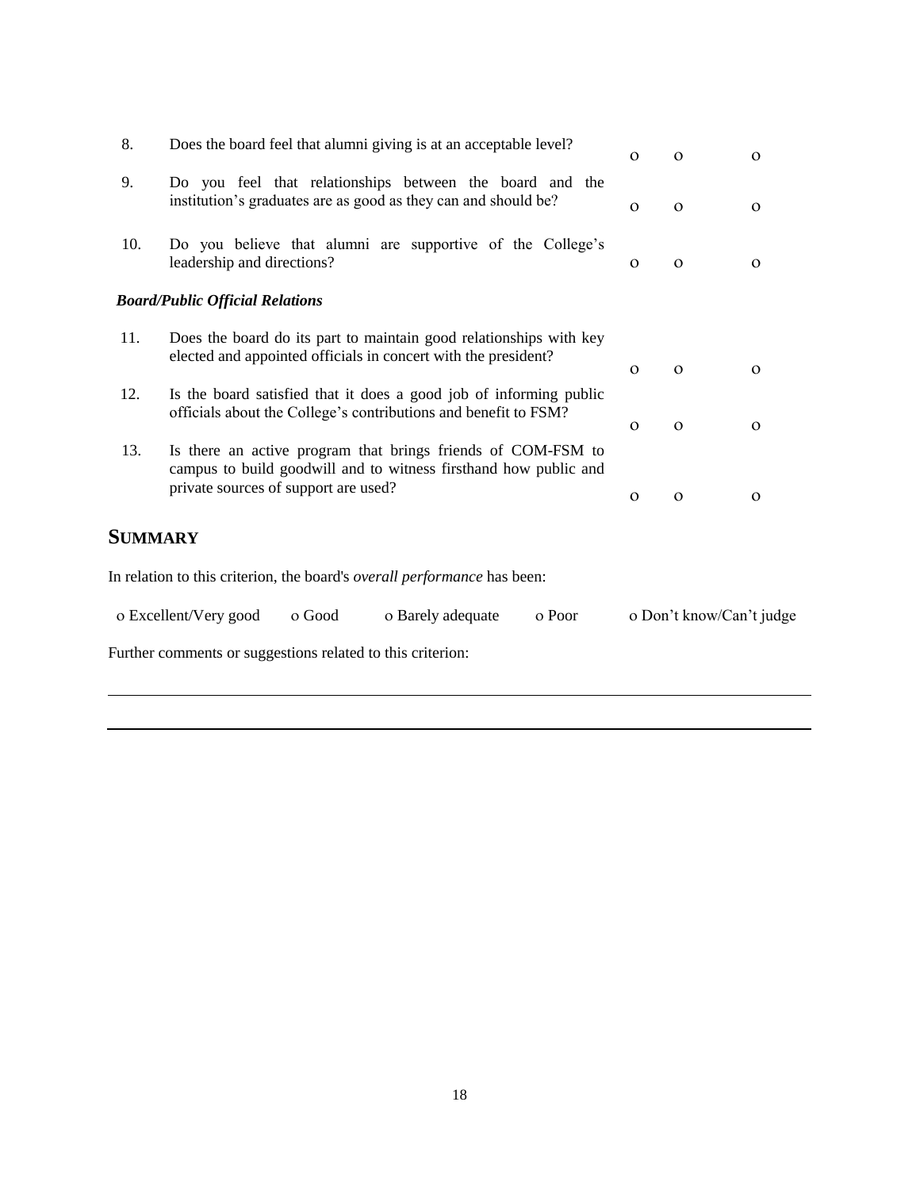| | | | | |
|---|---|---|---|---|
| 8. | Does the board feel that alumni giving is at an acceptable level? | o | o | o |
| 9. | Do you feel that relationships between the board and the institution's graduates are as good as they can and should be? | o | o | o |
| 10. | Do you believe that alumni are supportive of the College's leadership and directions? | o | o | o |

***Board/Public Official Relations***

| | | | | |
|---|---|---|---|---|
| 11. | Does the board do its part to maintain good relationships with key elected and appointed officials in concert with the president? | o | o | o |
| 12. | Is the board satisfied that it does a good job of informing public officials about the College's contributions and benefit to FSM? | o | o | o |
| 13. | Is there an active program that brings friends of COM-FSM to campus to build goodwill and to witness firsthand how public and private sources of support are used? | o | o | o |

## SUMMARY

In relation to this criterion, the board's *overall performance* has been:

o Excellent/Very good  o Good  o Barely adequate  o Poor  o Don't know/Can't judge

Further comments or suggestions related to this criterion:

---

---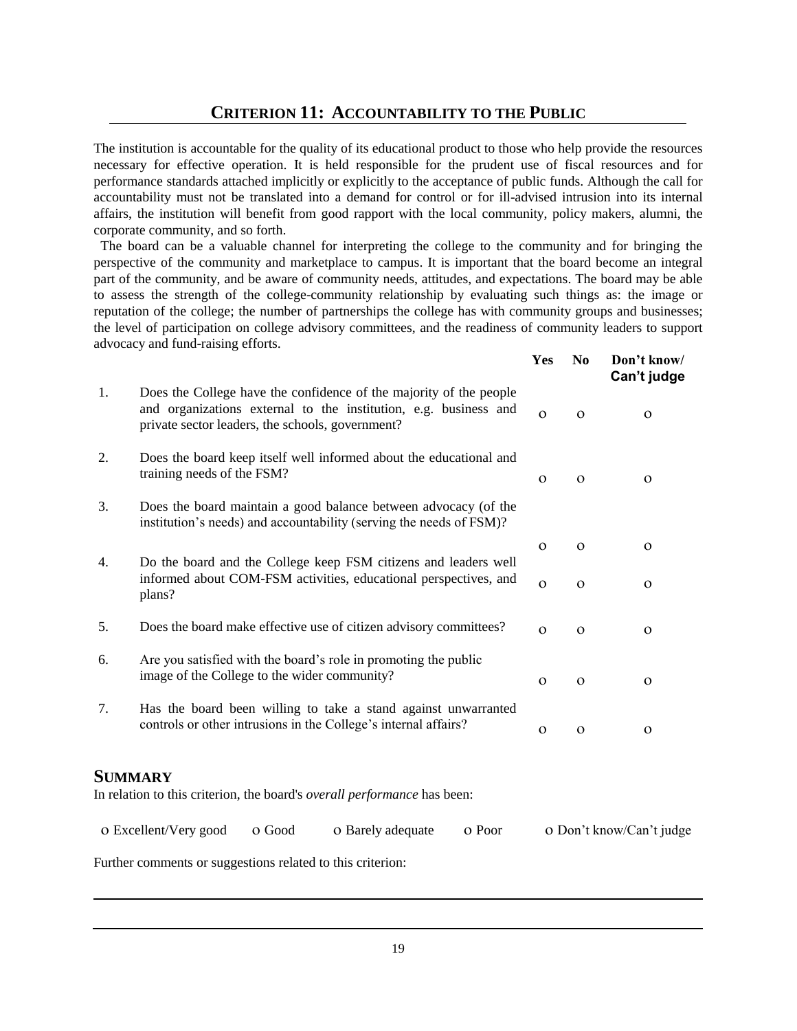## Criterion 11: Accountability to the Public

The institution is accountable for the quality of its educational product to those who help provide the resources necessary for effective operation. It is held responsible for the prudent use of fiscal resources and for performance standards attached implicitly or explicitly to the acceptance of public funds. Although the call for accountability must not be translated into a demand for control or for ill-advised intrusion into its internal affairs, the institution will benefit from good rapport with the local community, policy makers, alumni, the corporate community, and so forth.

The board can be a valuable channel for interpreting the college to the community and for bringing the perspective of the community and marketplace to campus. It is important that the board become an integral part of the community, and be aware of community needs, attitudes, and expectations. The board may be able to assess the strength of the college-community relationship by evaluating such things as: the image or reputation of the college; the number of partnerships the college has with community groups and businesses; the level of participation on college advisory committees, and the readiness of community leaders to support advocacy and fund-raising efforts.

| | | Yes | No | Don't know/ Can't judge |
|---|---|---|---|---|
| 1. | Does the College have the confidence of the majority of the people and organizations external to the institution, e.g. business and private sector leaders, the schools, government? | o | o | o |
| 2. | Does the board keep itself well informed about the educational and training needs of the FSM? | o | o | o |
| 3. | Does the board maintain a good balance between advocacy (of the institution's needs) and accountability (serving the needs of FSM)? | o | o | o |
| 4. | Do the board and the College keep FSM citizens and leaders well informed about COM-FSM activities, educational perspectives, and plans? | o | o | o |
| 5. | Does the board make effective use of citizen advisory committees? | o | o | o |
| 6. | Are you satisfied with the board's role in promoting the public image of the College to the wider community? | o | o | o |
| 7. | Has the board been willing to take a stand against unwarranted controls or other intrusions in the College's internal affairs? | o | o | o |

## Summary

In relation to this criterion, the board's *overall performance* has been:

o Excellent/Very good o Good o Barely adequate o Poor o Don't know/Can't judge

Further comments or suggestions related to this criterion: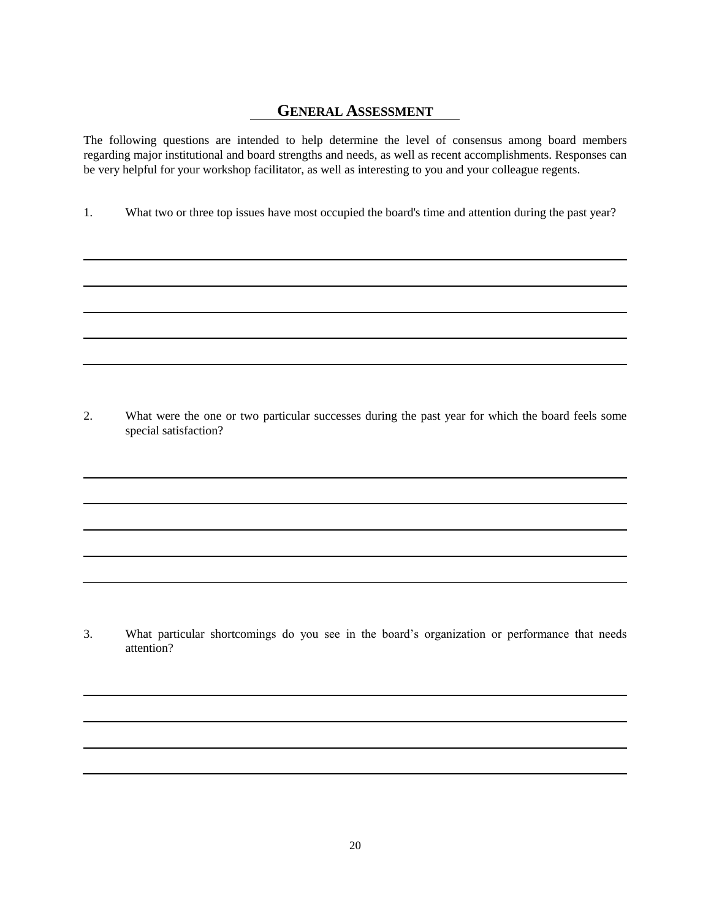## GENERAL ASSESSMENT

The following questions are intended to help determine the level of consensus among board members regarding major institutional and board strengths and needs, as well as recent accomplishments. Responses can be very helpful for your workshop facilitator, as well as interesting to you and your colleague regents.

1. What two or three top issues have most occupied the board's time and attention during the past year?

2. What were the one or two particular successes during the past year for which the board feels some special satisfaction?

3. What particular shortcomings do you see in the board's organization or performance that needs attention?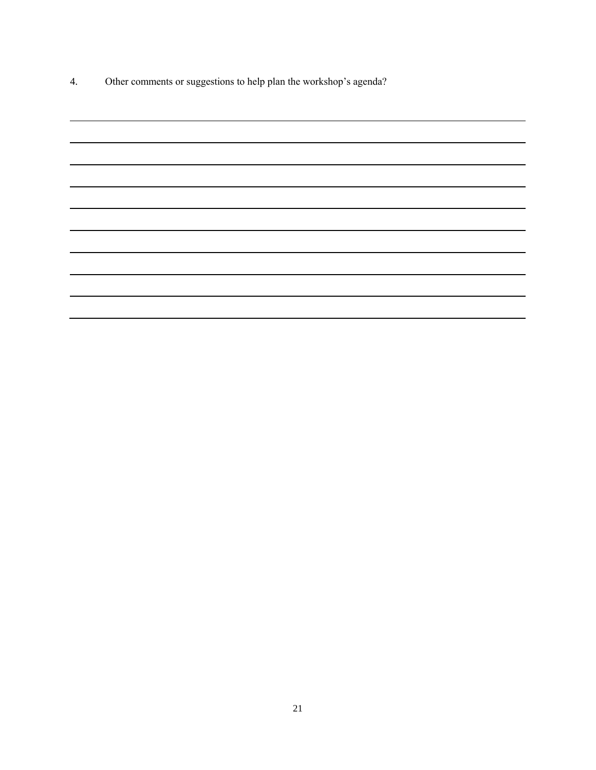4. Other comments or suggestions to help plan the workshop's agenda?

______________________________________________________________________________

______________________________________________________________________________

______________________________________________________________________________

______________________________________________________________________________

______________________________________________________________________________

______________________________________________________________________________

______________________________________________________________________________

______________________________________________________________________________

______________________________________________________________________________

______________________________________________________________________________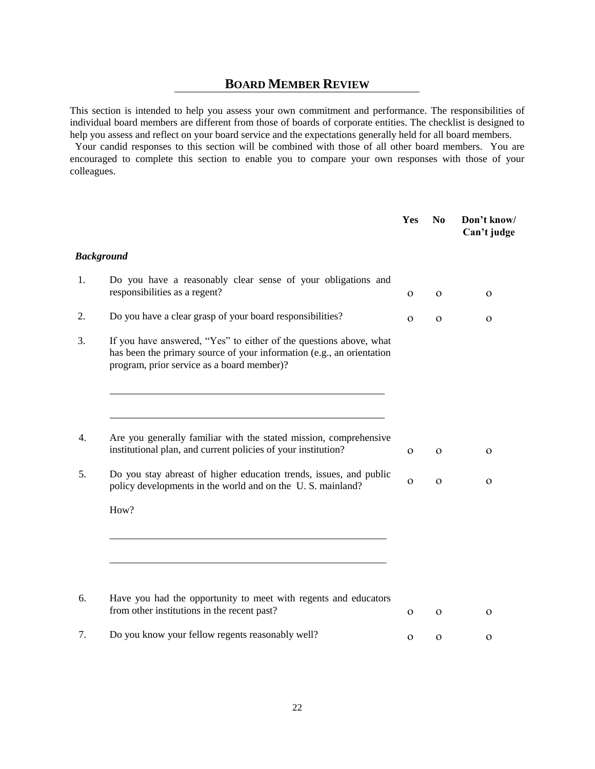## BOARD MEMBER REVIEW

This section is intended to help you assess your own commitment and performance. The responsibilities of individual board members are different from those of boards of corporate entities. The checklist is designed to help you assess and reflect on your board service and the expectations generally held for all board members.

Your candid responses to this section will be combined with those of all other board members. You are encouraged to complete this section to enable you to compare your own responses with those of your colleagues.

| | | Yes | No | Don't know/ Can't judge |
|---|---|---|---|---|
| ***Background*** | | | | |
| 1. | Do you have a reasonably clear sense of your obligations and responsibilities as a regent? | o | o | o |
| 2. | Do you have a clear grasp of your board responsibilities? | o | o | o |
| 3. | If you have answered, "Yes" to either of the questions above, what has been the primary source of your information (e.g., an orientation program, prior service as a board member)? | | | |
| | \_\_\_\_\_\_\_\_\_\_\_\_\_\_\_\_\_\_\_\_\_\_\_\_\_\_\_\_\_\_\_\_\_\_\_\_\_\_\_\_\_\_\_\_\_\_\_\_\_\_\_\_\_\_\_\_ | | | |
| | \_\_\_\_\_\_\_\_\_\_\_\_\_\_\_\_\_\_\_\_\_\_\_\_\_\_\_\_\_\_\_\_\_\_\_\_\_\_\_\_\_\_\_\_\_\_\_\_\_\_\_\_\_\_\_\_ | | | |
| 4. | Are you generally familiar with the stated mission, comprehensive institutional plan, and current policies of your institution? | o | o | o |
| 5. | Do you stay abreast of higher education trends, issues, and public policy developments in the world and on the U. S. mainland? | o | o | o |
| | How? | | | |
| | \_\_\_\_\_\_\_\_\_\_\_\_\_\_\_\_\_\_\_\_\_\_\_\_\_\_\_\_\_\_\_\_\_\_\_\_\_\_\_\_\_\_\_\_\_\_\_\_\_\_\_\_\_\_\_\_ | | | |
| | \_\_\_\_\_\_\_\_\_\_\_\_\_\_\_\_\_\_\_\_\_\_\_\_\_\_\_\_\_\_\_\_\_\_\_\_\_\_\_\_\_\_\_\_\_\_\_\_\_\_\_\_\_\_\_\_ | | | |
| 6. | Have you had the opportunity to meet with regents and educators from other institutions in the recent past? | o | o | o |
| 7. | Do you know your fellow regents reasonably well? | o | o | o |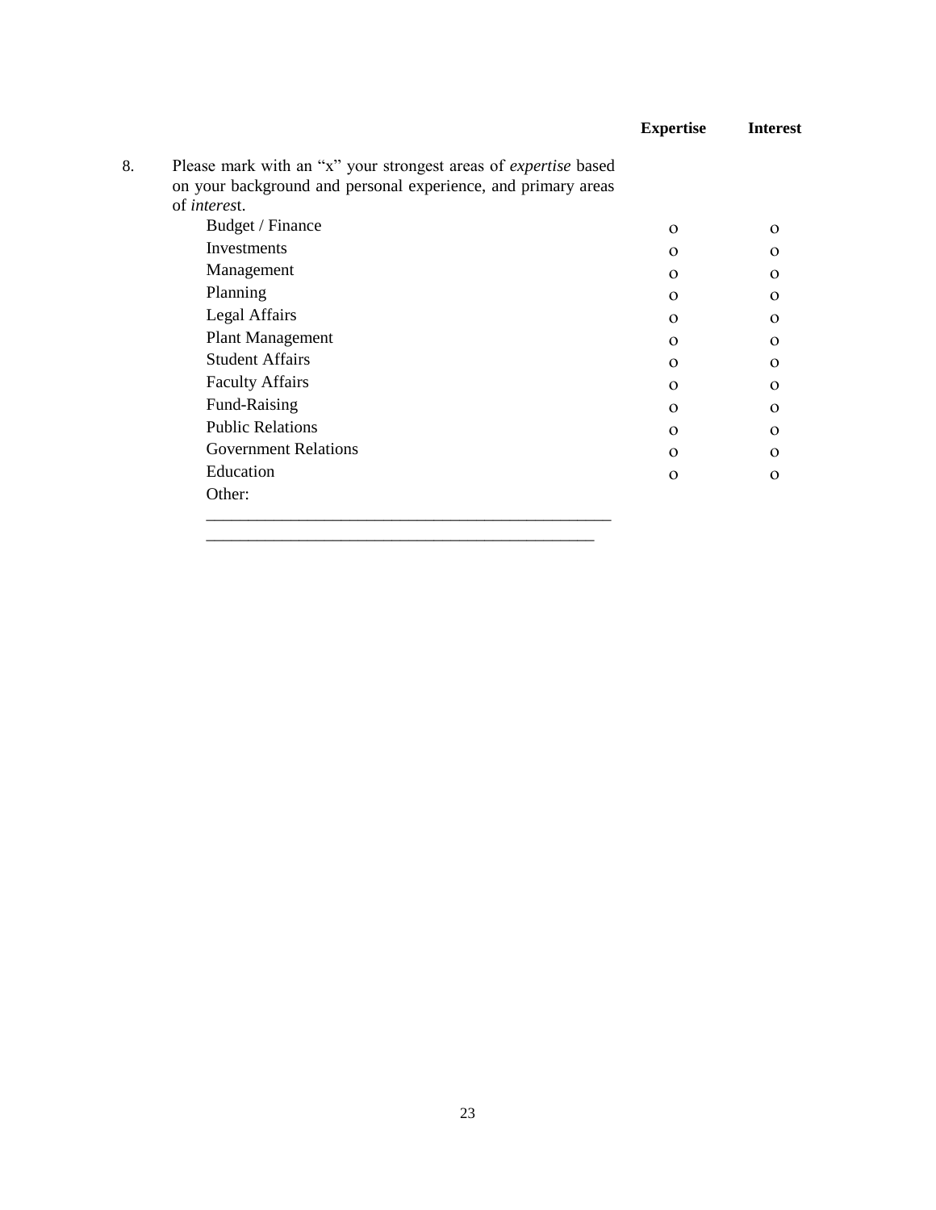8. Please mark with an "x" your strongest areas of *expertise* based on your background and personal experience, and primary areas of *interest*.

| | **Expertise** | **Interest** |
|---|---|---|
| Budget / Finance | o | o |
| Investments | o | o |
| Management | o | o |
| Planning | o | o |
| Legal Affairs | o | o |
| Plant Management | o | o |
| Student Affairs | o | o |
| Faculty Affairs | o | o |
| Fund-Raising | o | o |
| Public Relations | o | o |
| Government Relations | o | o |
| Education | o | o |

Other:

______________________________________________

____________________________________________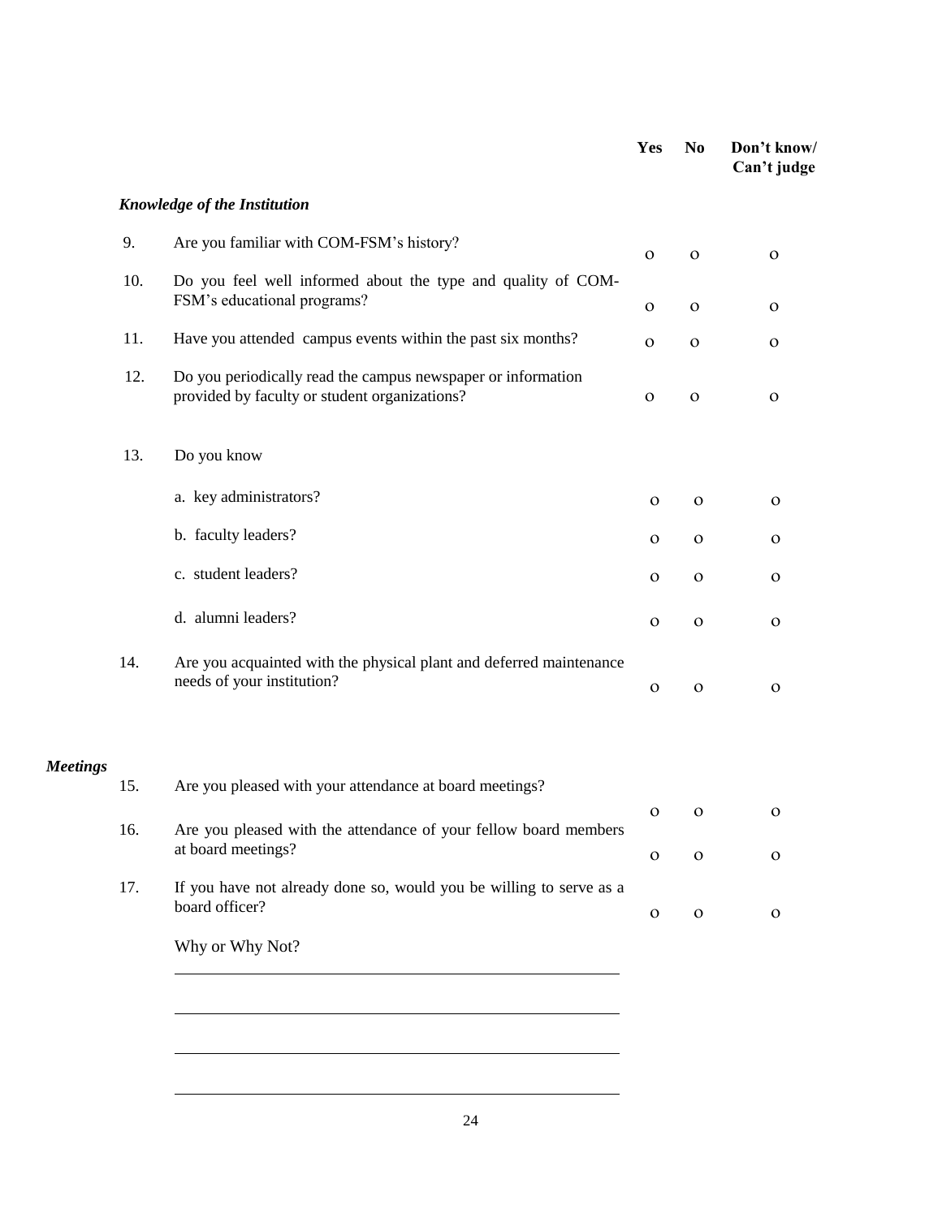| | | Yes | No | Don't know/ Can't judge |
|---|---|---|---|---|
| ***Knowledge of the Institution*** | | | | |
| 9. | Are you familiar with COM-FSM's history? | o | o | o |
| 10. | Do you feel well informed about the type and quality of COM-FSM's educational programs? | o | o | o |
| 11. | Have you attended campus events within the past six months? | o | o | o |
| 12. | Do you periodically read the campus newspaper or information provided by faculty or student organizations? | o | o | o |
| 13. | Do you know | | | |
| | a. key administrators? | o | o | o |
| | b. faculty leaders? | o | o | o |
| | c. student leaders? | o | o | o |
| | d. alumni leaders? | o | o | o |
| 14. | Are you acquainted with the physical plant and deferred maintenance needs of your institution? | o | o | o |
| ***Meetings*** | | | | |
| 15. | Are you pleased with your attendance at board meetings? | o | o | o |
| 16. | Are you pleased with the attendance of your fellow board members at board meetings? | o | o | o |
| 17. | If you have not already done so, would you be willing to serve as a board officer? | o | o | o |

Why or Why Not?

\_\_\_\_\_\_\_\_\_\_\_\_\_\_\_\_\_\_\_\_\_\_\_\_\_\_\_\_\_\_\_\_\_\_\_\_\_\_\_\_\_\_\_\_\_\_\_\_\_\_

\_\_\_\_\_\_\_\_\_\_\_\_\_\_\_\_\_\_\_\_\_\_\_\_\_\_\_\_\_\_\_\_\_\_\_\_\_\_\_\_\_\_\_\_\_\_\_\_\_\_

\_\_\_\_\_\_\_\_\_\_\_\_\_\_\_\_\_\_\_\_\_\_\_\_\_\_\_\_\_\_\_\_\_\_\_\_\_\_\_\_\_\_\_\_\_\_\_\_\_\_

\_\_\_\_\_\_\_\_\_\_\_\_\_\_\_\_\_\_\_\_\_\_\_\_\_\_\_\_\_\_\_\_\_\_\_\_\_\_\_\_\_\_\_\_\_\_\_\_\_\_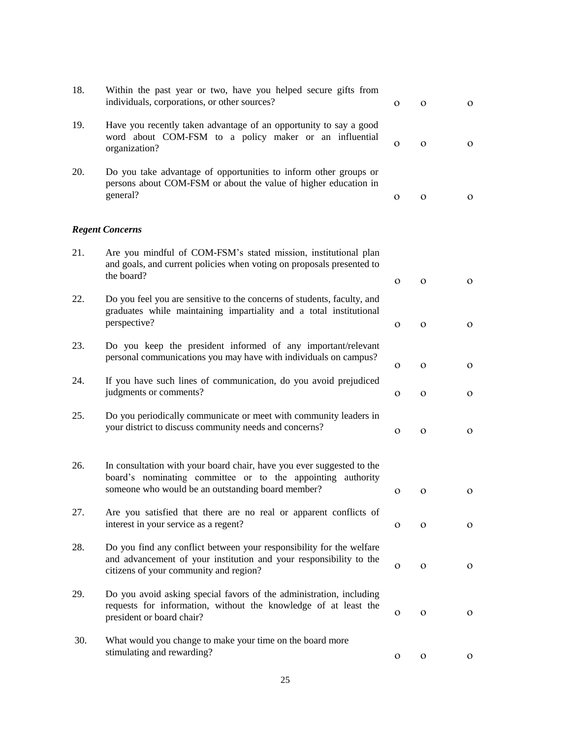| | | | | |
|---|---|---|---|---|
| 18. | Within the past year or two, have you helped secure gifts from individuals, corporations, or other sources? | o | o | o |
| 19. | Have you recently taken advantage of an opportunity to say a good word about COM-FSM to a policy maker or an influential organization? | o | o | o |
| 20. | Do you take advantage of opportunities to inform other groups or persons about COM-FSM or about the value of higher education in general? | o | o | o |

***Regent Concerns***

| | | | | |
|---|---|---|---|---|
| 21. | Are you mindful of COM-FSM's stated mission, institutional plan and goals, and current policies when voting on proposals presented to the board? | o | o | o |
| 22. | Do you feel you are sensitive to the concerns of students, faculty, and graduates while maintaining impartiality and a total institutional perspective? | o | o | o |
| 23. | Do you keep the president informed of any important/relevant personal communications you may have with individuals on campus? | o | o | o |
| 24. | If you have such lines of communication, do you avoid prejudiced judgments or comments? | o | o | o |
| 25. | Do you periodically communicate or meet with community leaders in your district to discuss community needs and concerns? | o | o | o |
| 26. | In consultation with your board chair, have you ever suggested to the board's nominating committee or to the appointing authority someone who would be an outstanding board member? | o | o | o |
| 27. | Are you satisfied that there are no real or apparent conflicts of interest in your service as a regent? | o | o | o |
| 28. | Do you find any conflict between your responsibility for the welfare and advancement of your institution and your responsibility to the citizens of your community and region? | o | o | o |
| 29. | Do you avoid asking special favors of the administration, including requests for information, without the knowledge of at least the president or board chair? | o | o | o |
| 30. | What would you change to make your time on the board more stimulating and rewarding? | o | o | o |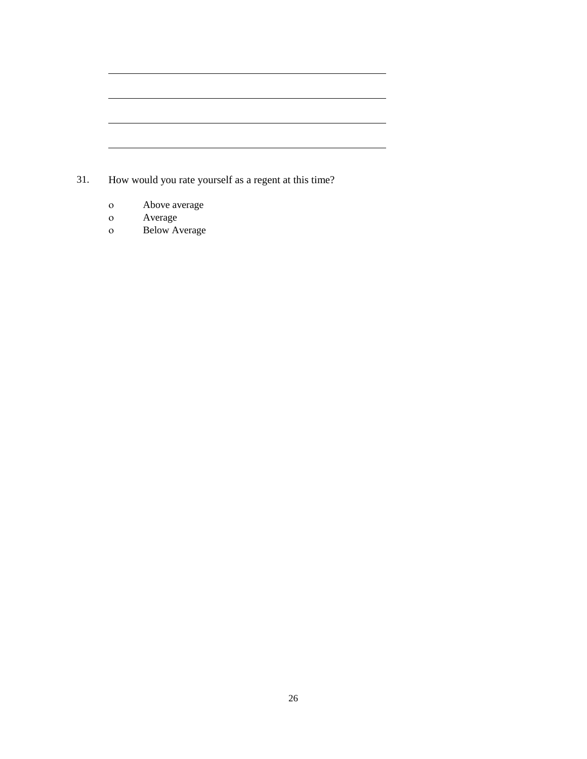\_\_\_\_\_\_\_\_\_\_\_\_\_\_\_\_\_\_\_\_\_\_\_\_\_\_\_\_\_\_\_\_\_\_\_\_\_\_\_\_\_\_\_\_\_\_\_\_\_\_

\_\_\_\_\_\_\_\_\_\_\_\_\_\_\_\_\_\_\_\_\_\_\_\_\_\_\_\_\_\_\_\_\_\_\_\_\_\_\_\_\_\_\_\_\_\_\_\_\_\_

\_\_\_\_\_\_\_\_\_\_\_\_\_\_\_\_\_\_\_\_\_\_\_\_\_\_\_\_\_\_\_\_\_\_\_\_\_\_\_\_\_\_\_\_\_\_\_\_\_\_

\_\_\_\_\_\_\_\_\_\_\_\_\_\_\_\_\_\_\_\_\_\_\_\_\_\_\_\_\_\_\_\_\_\_\_\_\_\_\_\_\_\_\_\_\_\_\_\_\_\_

31. How would you rate yourself as a regent at this time?

- o Above average
- o Average
- o Below Average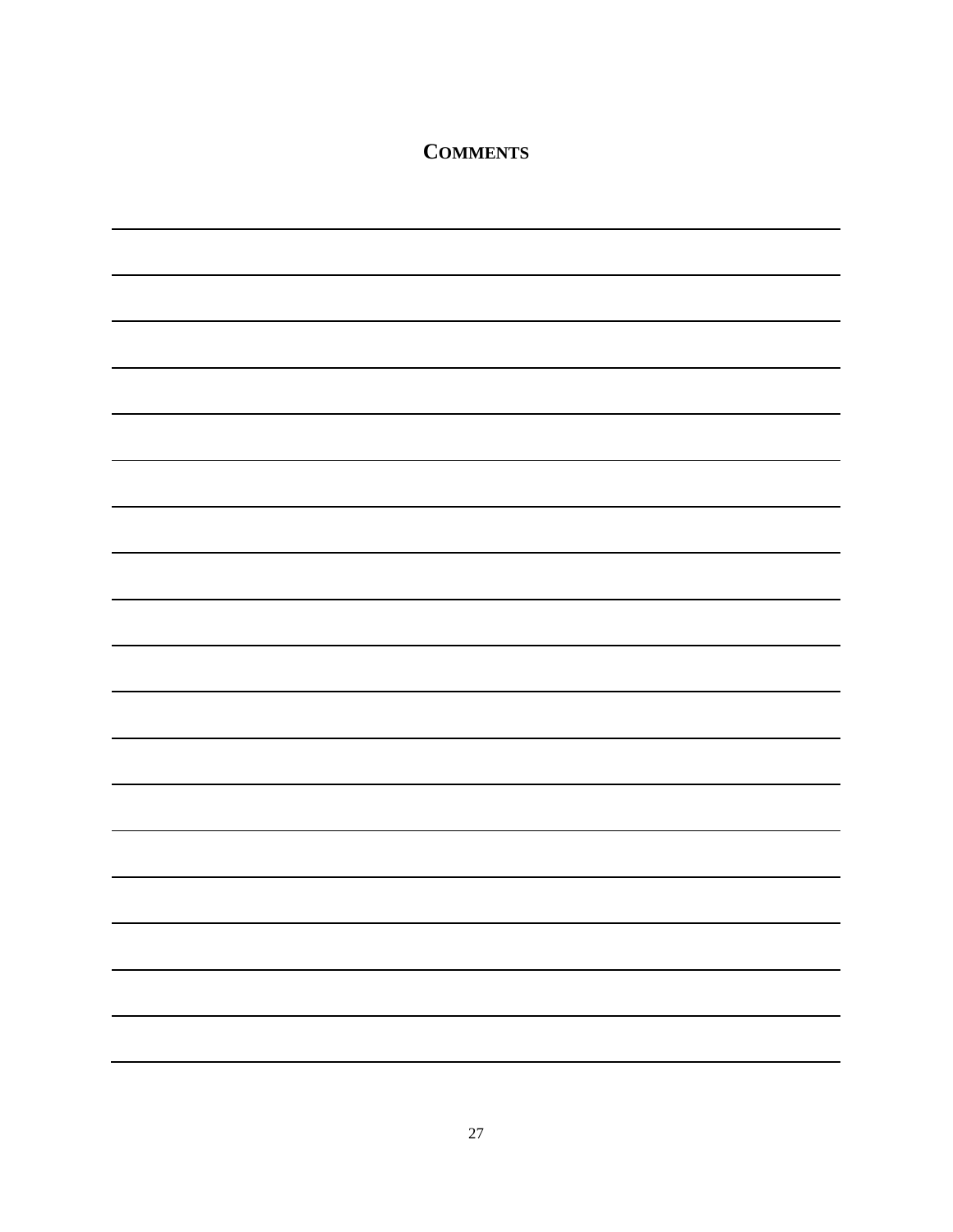# Comments